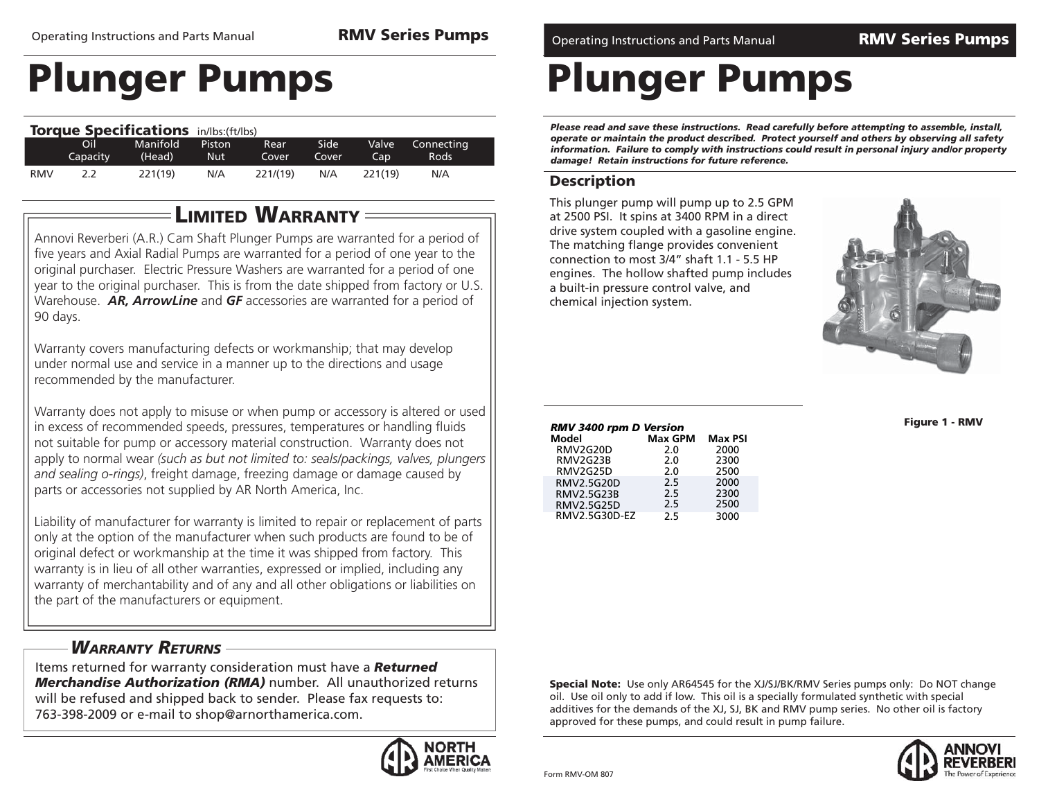# Plunger Pumps

## Torque Specifications in/lbs:(ft/lbs)

| | Oil Capacity | Manifold (Head) | Piston Nut | Rear Cover | Side Cover | Valve Cap | Connecting Rods |
|---|---|---|---|---|---|---|---|
| RMV | 2.2 | 221(19) | N/A | 221/(19) | N/A | 221(19) | N/A |

## Limited Warranty

Annovi Reverberi (A.R.) Cam Shaft Plunger Pumps are warranted for a period of five years and Axial Radial Pumps are warranted for a period of one year to the original purchaser. Electric Pressure Washers are warranted for a period of one year to the original purchaser. This is from the date shipped from factory or U.S. Warehouse. ***AR, ArrowLine*** and ***GF*** accessories are warranted for a period of 90 days.

Warranty covers manufacturing defects or workmanship; that may develop under normal use and service in a manner up to the directions and usage recommended by the manufacturer.

Warranty does not apply to misuse or when pump or accessory is altered or used in excess of recommended speeds, pressures, temperatures or handling fluids not suitable for pump or accessory material construction. Warranty does not apply to normal wear *(such as but not limited to: seals/packings, valves, plungers and sealing o-rings)*, freight damage, freezing damage or damage caused by parts or accessories not supplied by AR North America, Inc.

Liability of manufacturer for warranty is limited to repair or replacement of parts only at the option of the manufacturer when such products are found to be of original defect or workmanship at the time it was shipped from factory. This warranty is in lieu of all other warranties, expressed or implied, including any warranty of merchantability and of any and all other obligations or liabilities on the part of the manufacturers or equipment.

## *Warranty Returns*

Items returned for warranty consideration must have a ***Returned Merchandise Authorization (RMA)*** number. All unauthorized returns will be refused and shipped back to sender. Please fax requests to: 763-398-2009 or e-mail to shop@arnorthamerica.com.

# Plunger Pumps

***Please read and save these instructions. Read carefully before attempting to assemble, install, operate or maintain the product described. Protect yourself and others by observing all safety information. Failure to comply with instructions could result in personal injury and/or property damage! Retain instructions for future reference.***

## Description

This plunger pump will pump up to 2.5 GPM at 2500 PSI. It spins at 3400 RPM in a direct drive system coupled with a gasoline engine. The matching flange provides convenient connection to most 3/4" shaft 1.1 - 5.5 HP engines. The hollow shafted pump includes a built-in pressure control valve, and chemical injection system.

Figure 1 - RMV

***RMV 3400 rpm D Version***

| Model | Max GPM | Max PSI |
|---|---|---|
| RMV2G20D | 2.0 | 2000 |
| RMV2G23B | 2.0 | 2300 |
| RMV2G25D | 2.0 | 2500 |
| RMV2.5G20D | 2.5 | 2000 |
| RMV2.5G23B | 2.5 | 2300 |
| RMV2.5G25D | 2.5 | 2500 |
| RMV2.5G30D-EZ | 2.5 | 3000 |

**Special Note:** Use only AR64545 for the XJ/SJ/BK/RMV Series pumps only: Do NOT change oil. Use oil only to add if low. This oil is a specially formulated synthetic with special additives for the demands of the XJ, SJ, BK and RMV pump series. No other oil is factory approved for these pumps, and could result in pump failure.

Form RMV-OM 807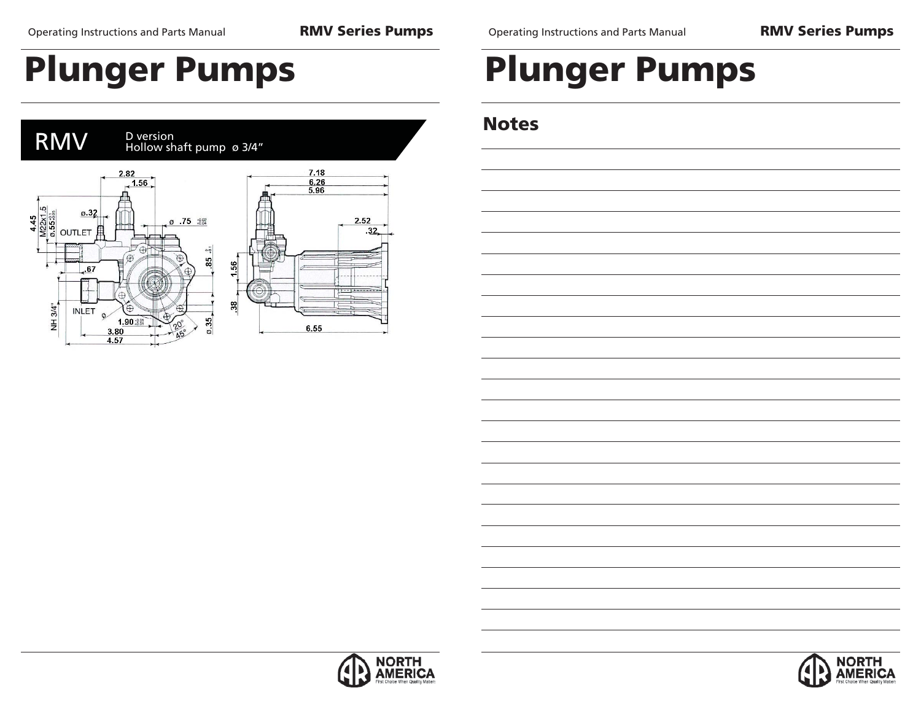# Plunger Pumps

## RMV

D version
Hollow shaft pump ø 3/4"

# Plunger Pumps

## Notes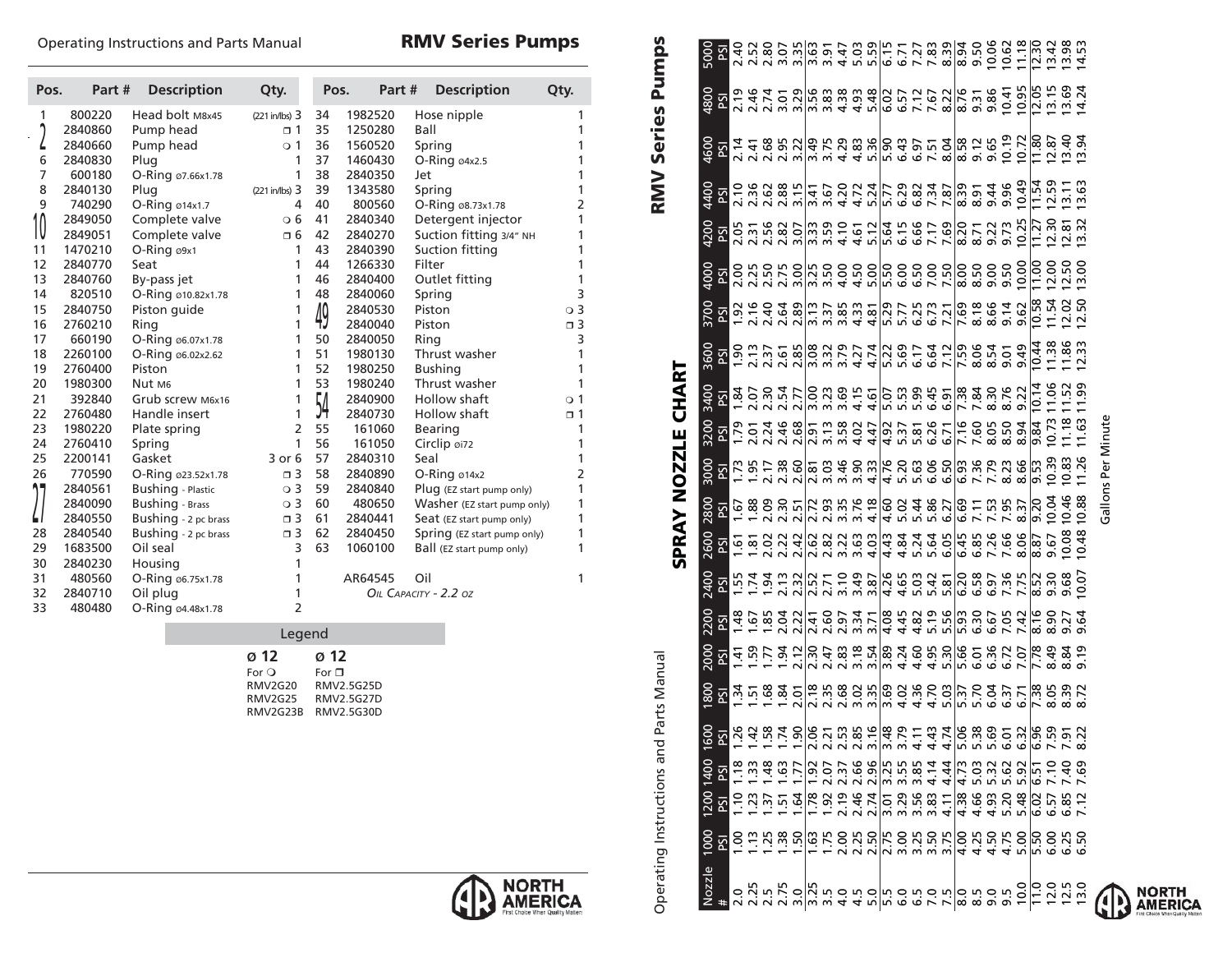| Pos. | Part # | Description | Qty. |
|---|---|---|---|
| 1 | 800220 | Head bolt M8x45 | (221 in/lbs) 3 |
| 2 | 2840860 | Pump head | ❒ 1 |
| 2 | 2840660 | Pump head | ❍ 1 |
| 6 | 2840830 | Plug | 1 |
| 7 | 600180 | O-Ring ø7.66x1.78 | 1 |
| 8 | 2840130 | Plug | (221 in/lbs) 3 |
| 9 | 740290 | O-Ring ø14x1.7 | 4 |
| 10 | 2849050 | Complete valve | ❍ 6 |
| 10 | 2849051 | Complete valve | ❒ 6 |
| 11 | 1470210 | O-Ring ø9x1 | 1 |
| 12 | 2840770 | Seat | 1 |
| 13 | 2840760 | By-pass jet | 1 |
| 14 | 820510 | O-Ring ø10.82x1.78 | 1 |
| 15 | 2840750 | Piston guide | 1 |
| 16 | 2760210 | Ring | 1 |
| 17 | 660190 | O-Ring ø6.07x1.78 | 1 |
| 18 | 2260100 | O-Ring ø6.02x2.62 | 1 |
| 19 | 2760400 | Piston | 1 |
| 20 | 1980300 | Nut M6 | 1 |
| 21 | 392840 | Grub screw M6x16 | 1 |
| 22 | 2760480 | Handle insert | 1 |
| 23 | 1980220 | Plate spring | 2 |
| 24 | 2760410 | Spring | 1 |
| 25 | 2200141 | Gasket | 3 or 6 |
| 26 | 770590 | O-Ring ø23.52x1.78 | ❒ 3 |
| 27 | 2840561 | Bushing - Plastic | ❍ 3 |
| 27 | 2840090 | Bushing - Brass | ❍ 3 |
| 27 | 2840550 | Bushing - 2 pc brass | ❒ 3 |
| 28 | 2840540 | Bushing - 2 pc brass | ❒ 3 |
| 29 | 1683500 | Oil seal | 3 |
| 30 | 2840230 | Housing | 1 |
| 31 | 480560 | O-Ring ø6.75x1.78 | 1 |
| 32 | 2840710 | Oil plug | 1 |
| 33 | 480480 | O-Ring ø4.48x1.78 | 2 |
| 34 | 1982520 | Hose nipple | 1 |
| 35 | 1250280 | Ball | 1 |
| 36 | 1560520 | Spring | 1 |
| 37 | 1460430 | O-Ring ø4x2.5 | 1 |
| 38 | 2840350 | Jet | 1 |
| 39 | 1343580 | Spring | 1 |
| 40 | 800560 | O-Ring ø8.73x1.78 | 2 |
| 41 | 2840340 | Detergent injector | 1 |
| 42 | 2840270 | Suction fitting 3/4" NH | 1 |
| 43 | 2840390 | Suction fitting | 1 |
| 44 | 1266330 | Filter | 1 |
| 46 | 2840400 | Outlet fitting | 1 |
| 48 | 2840060 | Spring | 3 |
| 49 | 2840530 | Piston | ❍ 3 |
| 49 | 2840040 | Piston | ❒ 3 |
| 50 | 2840050 | Ring | 3 |
| 51 | 1980130 | Thrust washer | 1 |
| 52 | 1980250 | Bushing | 1 |
| 53 | 1980240 | Thrust washer | 1 |
| 54 | 2840900 | Hollow shaft | ❍ 1 |
| 54 | 2840730 | Hollow shaft | ❒ 1 |
| 55 | 161060 | Bearing | 1 |
| 56 | 161050 | Circlip øi72 | 1 |
| 57 | 2840310 | Seal | 1 |
| 58 | 2840890 | O-Ring ø14x2 | 2 |
| 59 | 2840840 | Plug (EZ start pump only) | 1 |
| 60 | 480650 | Washer (EZ start pump only) | 1 |
| 61 | 2840441 | Seat (EZ start pump only) | 1 |
| 62 | 2840450 | Spring (EZ start pump only) | 1 |
| 63 | 1060100 | Ball (EZ start pump only) | 1 |
| | AR64545 | Oil | 1 |

*Oil Capacity - 2.2 oz*

**Legend**

| ø 12 For ❍ | ø 12 For ❒ |
|---|---|
| RMV2G20 | RMV2.5G25D |
| RMV2G25 | RMV2.5G27D |
| RMV2G23B | RMV2.5G30D |

# SPRAY NOZZLE CHART

| Nozzle # | 1000 PSI | 1200 PSI | 1400 PSI | 1600 PSI | 1800 PSI | 2000 PSI | 2200 PSI | 2400 PSI | 2600 PSI | 2800 PSI | 3000 PSI | 3200 PSI | 3400 PSI | 3600 PSI | 3700 PSI | 4000 PSI | 4200 PSI | 4400 PSI | 4600 PSI | 4800 PSI | 5000 PSI |
|---|---|---|---|---|---|---|---|---|---|---|---|---|---|---|---|---|---|---|---|---|---|
| 2.0 | 1.00 | 1.10 | 1.18 | 1.26 | 1.34 | 1.41 | 1.48 | 1.55 | 1.61 | 1.67 | 1.73 | 1.79 | 1.84 | 1.90 | 1.92 | 2.00 | 2.05 | 2.10 | 2.14 | 2.19 | 2.40 |
| 2.25 | 1.13 | 1.23 | 1.33 | 1.42 | 1.51 | 1.59 | 1.67 | 1.74 | 1.81 | 1.88 | 1.95 | 2.01 | 2.07 | 2.13 | 2.16 | 2.25 | 2.31 | 2.36 | 2.41 | 2.46 | 2.52 |
| 2.5 | 1.25 | 1.37 | 1.48 | 1.58 | 1.68 | 1.77 | 1.85 | 1.94 | 2.02 | 2.09 | 2.17 | 2.24 | 2.30 | 2.37 | 2.40 | 2.50 | 2.56 | 2.62 | 2.68 | 2.74 | 2.80 |
| 2.75 | 1.38 | 1.51 | 1.63 | 1.74 | 1.84 | 1.94 | 2.04 | 2.13 | 2.22 | 2.30 | 2.38 | 2.46 | 2.54 | 2.61 | 2.64 | 2.75 | 2.82 | 2.88 | 2.95 | 3.01 | 3.07 |
| 3.0 | 1.50 | 1.64 | 1.77 | 1.90 | 2.01 | 2.12 | 2.22 | 2.32 | 2.42 | 2.51 | 2.60 | 2.68 | 2.77 | 2.85 | 2.89 | 3.00 | 3.07 | 3.15 | 3.22 | 3.29 | 3.35 |
| 3.25 | 1.63 | 1.78 | 1.92 | 2.06 | 2.18 | 2.30 | 2.41 | 2.52 | 2.62 | 2.72 | 2.81 | 2.91 | 3.00 | 3.08 | 3.13 | 3.25 | 3.33 | 3.41 | 3.49 | 3.56 | 3.63 |
| 3.5 | 1.75 | 1.92 | 2.07 | 2.21 | 2.35 | 2.47 | 2.60 | 2.71 | 2.82 | 2.93 | 3.03 | 3.13 | 3.23 | 3.32 | 3.37 | 3.50 | 3.59 | 3.67 | 3.75 | 3.83 | 3.91 |
| 4.0 | 2.00 | 2.19 | 2.37 | 2.53 | 2.68 | 2.83 | 2.97 | 3.10 | 3.22 | 3.35 | 3.46 | 3.58 | 3.69 | 3.79 | 3.85 | 4.00 | 4.10 | 4.20 | 4.29 | 4.38 | 4.47 |
| 4.5 | 2.25 | 2.46 | 2.66 | 2.85 | 3.02 | 3.18 | 3.34 | 3.49 | 3.63 | 3.76 | 3.90 | 4.02 | 4.15 | 4.27 | 4.33 | 4.50 | 4.61 | 4.72 | 4.83 | 4.93 | 5.03 |
| 5.0 | 2.50 | 2.74 | 2.96 | 3.16 | 3.35 | 3.54 | 3.71 | 3.87 | 4.03 | 4.18 | 4.33 | 4.47 | 4.61 | 4.74 | 4.81 | 5.00 | 5.12 | 5.24 | 5.36 | 5.48 | 5.59 |
| 5.5 | 2.75 | 3.01 | 3.25 | 3.48 | 3.69 | 3.89 | 4.08 | 4.26 | 4.43 | 4.60 | 4.76 | 4.92 | 5.07 | 5.22 | 5.29 | 5.50 | 5.64 | 5.77 | 5.90 | 6.02 | 6.15 |
| 6.0 | 3.00 | 3.29 | 3.55 | 3.79 | 4.02 | 4.24 | 4.45 | 4.65 | 4.84 | 5.02 | 5.20 | 5.37 | 5.53 | 5.69 | 5.77 | 6.00 | 6.15 | 6.29 | 6.43 | 6.57 | 6.71 |
| 6.5 | 3.25 | 3.56 | 3.85 | 4.11 | 4.36 | 4.60 | 4.82 | 5.03 | 5.24 | 5.44 | 5.63 | 5.81 | 5.99 | 6.17 | 6.25 | 6.50 | 6.66 | 6.82 | 6.97 | 7.12 | 7.27 |
| 7.0 | 3.50 | 3.83 | 4.14 | 4.43 | 4.70 | 4.95 | 5.19 | 5.42 | 5.64 | 5.86 | 6.06 | 6.26 | 6.45 | 6.64 | 6.73 | 7.00 | 7.17 | 7.34 | 7.51 | 7.67 | 7.83 |
| 7.5 | 3.75 | 4.11 | 4.44 | 4.74 | 5.03 | 5.30 | 5.56 | 5.81 | 6.05 | 6.27 | 6.50 | 6.71 | 6.91 | 7.12 | 7.21 | 7.50 | 7.69 | 7.87 | 8.04 | 8.22 | 8.39 |
| 8.0 | 4.00 | 4.38 | 4.73 | 5.06 | 5.37 | 5.66 | 5.93 | 6.20 | 6.45 | 6.69 | 6.93 | 7.16 | 7.38 | 7.59 | 7.69 | 8.00 | 8.20 | 8.39 | 8.58 | 8.76 | 8.94 |
| 8.5 | 4.25 | 4.66 | 5.03 | 5.38 | 5.70 | 6.01 | 6.30 | 6.58 | 6.85 | 7.11 | 7.36 | 7.60 | 7.84 | 8.06 | 8.18 | 8.50 | 8.71 | 8.91 | 9.12 | 9.31 | 9.50 |
| 9.0 | 4.50 | 4.93 | 5.32 | 5.69 | 6.04 | 6.36 | 6.67 | 6.97 | 7.26 | 7.53 | 7.79 | 8.05 | 8.30 | 8.54 | 8.66 | 9.00 | 9.22 | 9.44 | 9.65 | 9.86 | 10.06 |
| 9.5 | 4.75 | 5.20 | 5.62 | 6.01 | 6.37 | 6.72 | 7.05 | 7.36 | 7.66 | 7.95 | 8.23 | 8.50 | 8.76 | 9.01 | 9.14 | 9.50 | 9.73 | 9.96 | 10.19 | 10.41 | 10.62 |
| 10.0 | 5.00 | 5.48 | 5.92 | 6.32 | 6.71 | 7.07 | 7.42 | 7.75 | 8.06 | 8.37 | 8.66 | 8.94 | 9.22 | 9.49 | 9.62 | 10.00 | 10.25 | 10.49 | 10.72 | 10.95 | 11.18 |
| 11.0 | 5.50 | 6.02 | 6.51 | 6.96 | 7.38 | 7.78 | 8.16 | 8.52 | 8.87 | 9.20 | 9.53 | 9.84 | 10.14 | 10.44 | 10.58 | 11.00 | 11.27 | 11.54 | 11.80 | 12.05 | 12.30 |
| 12.0 | 6.00 | 6.57 | 7.10 | 7.59 | 8.05 | 8.49 | 8.90 | 9.30 | 9.67 | 10.04 | 10.39 | 10.73 | 11.06 | 11.38 | 11.54 | 12.00 | 12.30 | 12.59 | 12.87 | 13.15 | 13.42 |
| 12.5 | 6.25 | 6.85 | 7.40 | 7.91 | 8.39 | 8.84 | 9.27 | 9.68 | 10.08 | 10.46 | 10.83 | 11.18 | 11.52 | 11.86 | 12.02 | 12.50 | 12.81 | 13.11 | 13.40 | 13.69 | 13.98 |
| 13.0 | 6.50 | 7.12 | 7.69 | 8.22 | 8.72 | 9.19 | 9.64 | 10.07 | 10.48 | 10.88 | 11.26 | 11.63 | 11.99 | 12.33 | 12.50 | 13.00 | 13.32 | 13.63 | 13.94 | 14.24 | 14.53 |

Gallons Per Minute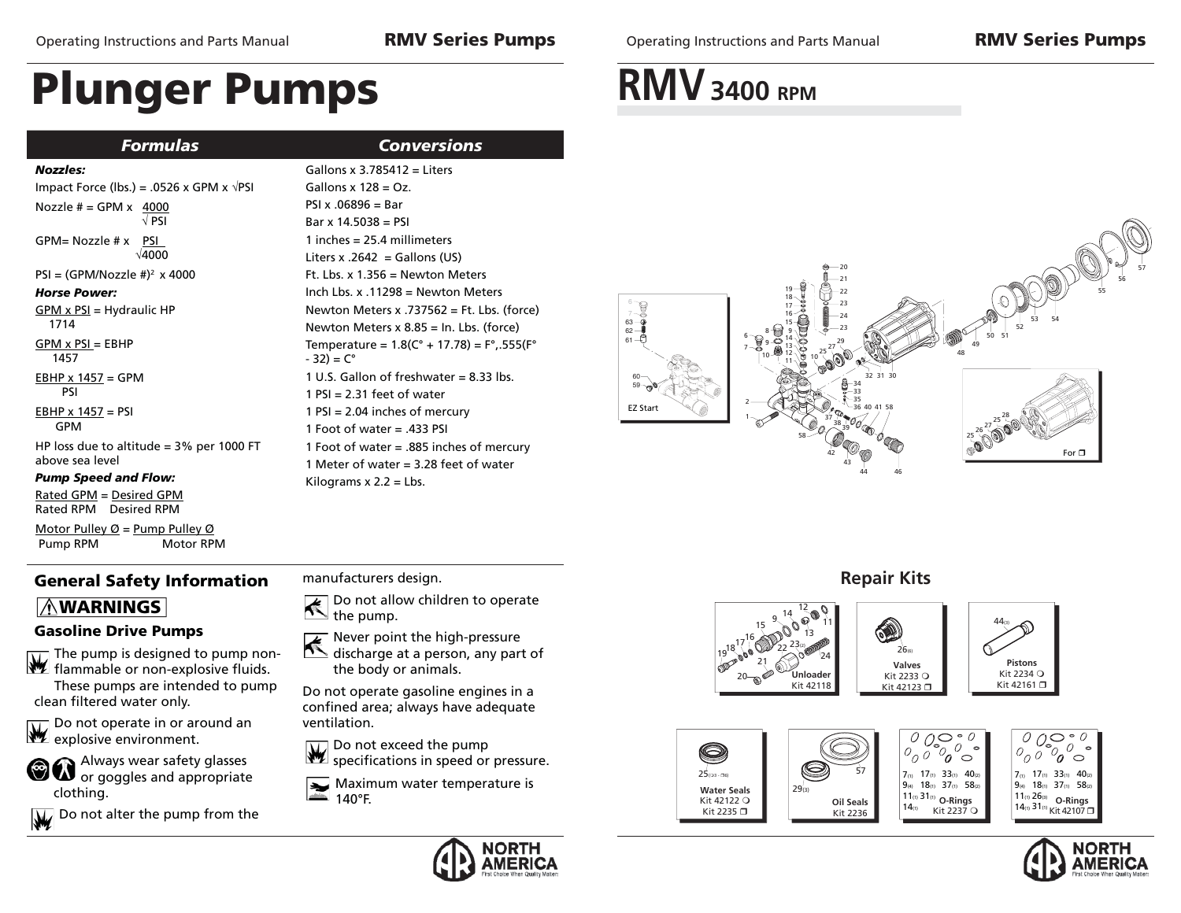# Plunger Pumps

## *Formulas*

***Nozzles:***

Impact Force (lbs.) = .0526 x GPM x √PSI

Nozzle # = GPM x $\frac{4000}{\sqrt{PSI}}$

GPM= Nozzle # x $\frac{PSI}{\sqrt{4000}}$

PSI = $(GPM/Nozzle\ \#)^2$ x 4000

***Horse Power:***

$\frac{GPM \times PSI}{1714}$ = Hydraulic HP

$\frac{GPM \times PSI}{1457}$ = EBHP

$\frac{EBHP \times 1457}{PSI}$ = GPM

$\frac{EBHP \times 1457}{GPM}$ = PSI

HP loss due to altitude = 3% per 1000 FT above sea level

***Pump Speed and Flow:***

$\frac{\text{Rated GPM}}{\text{Rated RPM}} = \frac{\text{Desired GPM}}{\text{Desired RPM}}$

$\frac{\text{Motor Pulley Ø}}{\text{Pump RPM}} = \frac{\text{Pump Pulley Ø}}{\text{Motor RPM}}$

## *Conversions*

Gallons x 3.785412 = Liters
Gallons x 128 = Oz.
PSI x .06896 = Bar
Bar x 14.5038 = PSI
1 inches = 25.4 millimeters
Liters x .2642 = Gallons (US)
Ft. Lbs. x 1.356 = Newton Meters
Inch Lbs. x .11298 = Newton Meters
Newton Meters x .737562 = Ft. Lbs. (force)
Newton Meters x 8.85 = In. Lbs. (force)
Temperature = 1.8(C° + 17.78) = F°,.555(F° - 32) = C°
1 U.S. Gallon of freshwater = 8.33 lbs.
1 PSI = 2.31 feet of water
1 PSI = 2.04 inches of mercury
1 Foot of water = .433 PSI
1 Foot of water = .885 inches of mercury
1 Meter of water = 3.28 feet of water
Kilograms x 2.2 = Lbs.

## General Safety Information

### ⚠WARNINGS

### Gasoline Drive Pumps

The pump is designed to pump non-flammable or non-explosive fluids. These pumps are intended to pump clean filtered water only.

Do not operate in or around an explosive environment.

Always wear safety glasses or goggles and appropriate clothing.

Do not alter the pump from the manufacturers design.

Do not allow children to operate the pump.

Never point the high-pressure discharge at a person, any part of the body or animals.

Do not operate gasoline engines in a confined area; always have adequate ventilation.

Do not exceed the pump specifications in speed or pressure.

Maximum water temperature is 140°F.

# RMV 3400 RPM

EZ Start

For ❒

## Repair Kits

| Kit | Parts | Kit Numbers |
|---|---|---|
| Unloader | 9, 11, 12, 13, 14, 15, 16, 17, 18, 19, 20, 21, 22, 23(2), 24 | Kit 42118 |
| Valves | 26(6) | Kit 2233 ❍, Kit 42123 ❒ |
| Pistons | 44(3) | Kit 2234 ❍, Kit 42161 ❒ |
| Water Seals | 25(3/3 - 7/6) | Kit 42122 ❍, Kit 2235 ❒ |
| Oil Seals | 29(3), 57 | Kit 2236 |
| O-Rings | 7(1), 9(4), 11(1), 14(1), 17(1), 18(1), 31(1), 33(1), 37(1), 40(2), 58(2) | Kit 2237 ❍ |
| O-Rings | 7(1), 9(4), 11(1), 14(1), 17(1), 18(1), 26(3), 31(1), 33(1), 37(1), 40(2), 58(2) | Kit 42107 ❒ |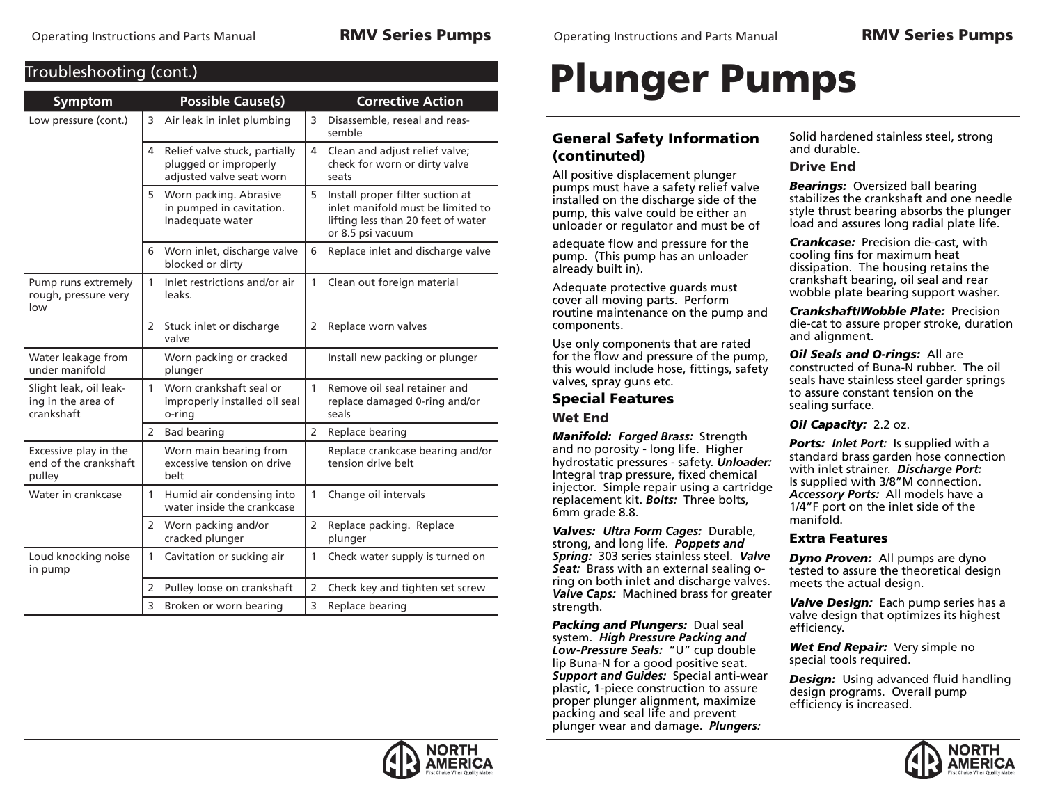## Troubleshooting (cont.)

| Symptom | Possible Cause(s) | Corrective Action |
|---|---|---|
| Low pressure (cont.) | 3 Air leak in inlet plumbing | 3 Disassemble, reseal and reassemble |
| | 4 Relief valve stuck, partially plugged or improperly adjusted valve seat worn | 4 Clean and adjust relief valve; check for worn or dirty valve seats |
| | 5 Worn packing. Abrasive in pumped in cavitation. Inadequate water | 5 Install proper filter suction at inlet manifold must be limited to lifting less than 20 feet of water or 8.5 psi vacuum |
| | 6 Worn inlet, discharge valve blocked or dirty | 6 Replace inlet and discharge valve |
| Pump runs extremely rough, pressure very low | 1 Inlet restrictions and/or air leaks. | 1 Clean out foreign material |
| | 2 Stuck inlet or discharge valve | 2 Replace worn valves |
| Water leakage from under manifold | Worn packing or cracked plunger | Install new packing or plunger |
| Slight leak, oil leaking in the area of crankshaft | 1 Worn crankshaft seal or improperly installed oil seal o-ring | 1 Remove oil seal retainer and replace damaged 0-ring and/or seals |
| | 2 Bad bearing | 2 Replace bearing |
| Excessive play in the end of the crankshaft pulley | Worn main bearing from excessive tension on drive belt | Replace crankcase bearing and/or tension drive belt |
| Water in crankcase | 1 Humid air condensing into water inside the crankcase | 1 Change oil intervals |
| | 2 Worn packing and/or cracked plunger | 2 Replace packing. Replace plunger |
| Loud knocking noise in pump | 1 Cavitation or sucking air | 1 Check water supply is turned on |
| | 2 Pulley loose on crankshaft | 2 Check key and tighten set screw |
| | 3 Broken or worn bearing | 3 Replace bearing |

# Plunger Pumps

### General Safety Information (continuted)

All positive displacement plunger pumps must have a safety relief valve installed on the discharge side of the pump, this valve could be either an unloader or regulator and must be of adequate flow and pressure for the pump. (This pump has an unloader already built in).

Adequate protective guards must cover all moving parts. Perform routine maintenance on the pump and components.

Use only components that are rated for the flow and pressure of the pump, this would include hose, fittings, safety valves, spray guns etc.

### Special Features

#### Wet End

***Manifold: Forged Brass:*** Strength and no porosity - long life. Higher hydrostatic pressures - safety. ***Unloader:*** Integral trap pressure, fixed chemical injector. Simple repair using a cartridge replacement kit. ***Bolts:*** Three bolts, 6mm grade 8.8.

***Valves: Ultra Form Cages:*** Durable, strong, and long life. ***Poppets and Spring:*** 303 series stainless steel. ***Valve Seat:*** Brass with an external sealing o-ring on both inlet and discharge valves. ***Valve Caps:*** Machined brass for greater strength.

***Packing and Plungers:*** Dual seal system. ***High Pressure Packing and Low-Pressure Seals:*** "U" cup double lip Buna-N for a good positive seat. ***Support and Guides:*** Special anti-wear plastic, 1-piece construction to assure proper plunger alignment, maximize packing and seal life and prevent plunger wear and damage. ***Plungers:*** Solid hardened stainless steel, strong and durable.

#### Drive End

***Bearings:*** Oversized ball bearing stabilizes the crankshaft and one needle style thrust bearing absorbs the plunger load and assures long radial plate life.

***Crankcase:*** Precision die-cast, with cooling fins for maximum heat dissipation. The housing retains the crankshaft bearing, oil seal and rear wobble plate bearing support washer.

***Crankshaft/Wobble Plate:*** Precision die-cat to assure proper stroke, duration and alignment.

***Oil Seals and O-rings:*** All are constructed of Buna-N rubber. The oil seals have stainless steel garder springs to assure constant tension on the sealing surface.

***Oil Capacity:*** 2.2 oz.

***Ports: Inlet Port:*** Is supplied with a standard brass garden hose connection with inlet strainer. ***Discharge Port:*** Is supplied with 3/8"M connection. ***Accessory Ports:*** All models have a 1/4"F port on the inlet side of the manifold.

### Extra Features

***Dyno Proven:*** All pumps are dyno tested to assure the theoretical design meets the actual design.

***Valve Design:*** Each pump series has a valve design that optimizes its highest efficiency.

***Wet End Repair:*** Very simple no special tools required.

***Design:*** Using advanced fluid handling design programs. Overall pump efficiency is increased.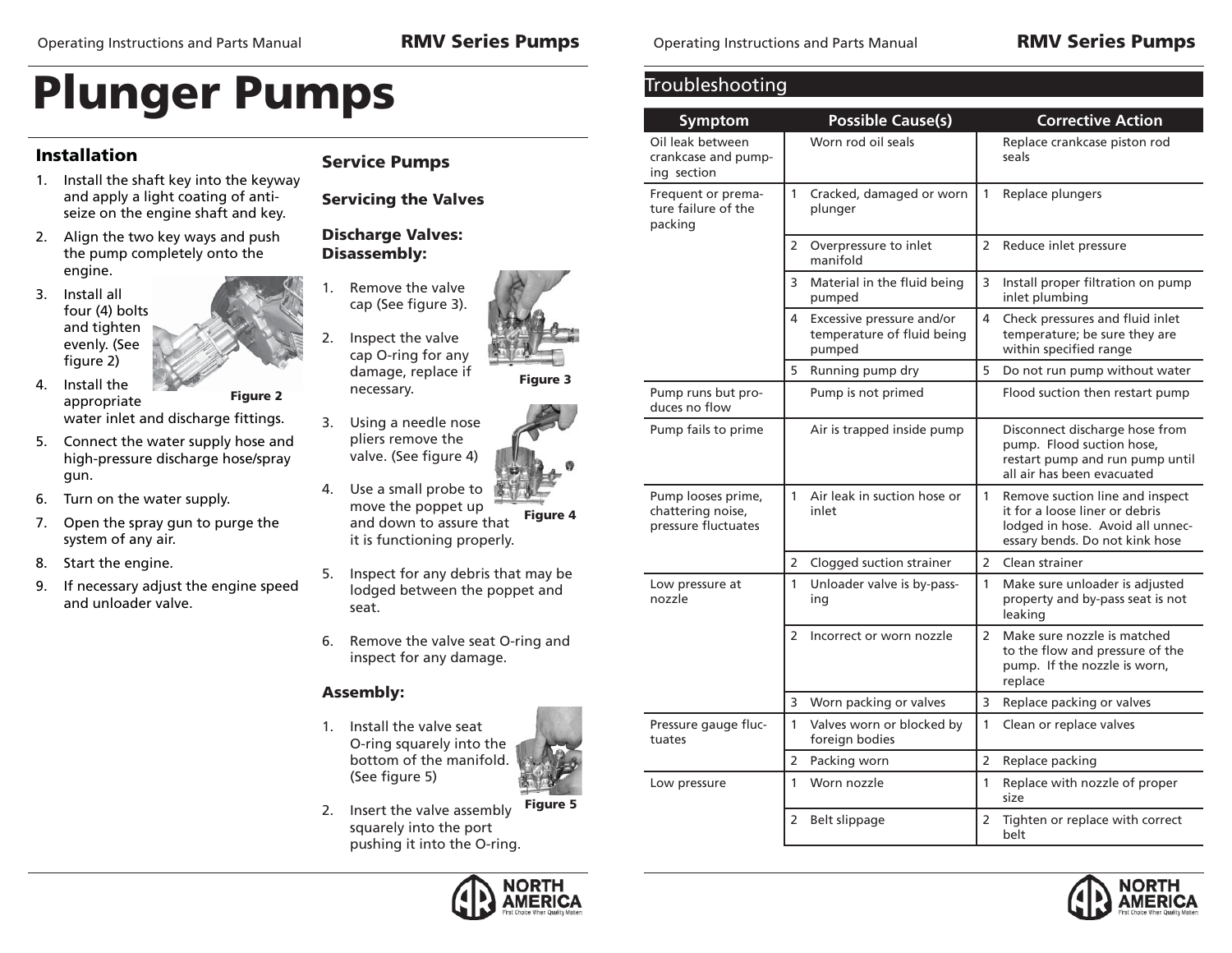# Plunger Pumps

## Installation

1. Install the shaft key into the keyway and apply a light coating of anti-seize on the engine shaft and key.
2. Align the two key ways and push the pump completely onto the engine.
3. Install all four (4) bolts and tighten evenly. (See figure 2)
4. Install the appropriate water inlet and discharge fittings.
5. Connect the water supply hose and high-pressure discharge hose/spray gun.
6. Turn on the water supply.
7. Open the spray gun to purge the system of any air.
8. Start the engine.
9. If necessary adjust the engine speed and unloader valve.

Figure 2

## Service Pumps

### Servicing the Valves

### Discharge Valves: Disassembly:

1. Remove the valve cap (See figure 3).
2. Inspect the valve cap O-ring for any damage, replace if necessary.
3. Using a needle nose pliers remove the valve. (See figure 4)
4. Use a small probe to move the poppet up and down to assure that it is functioning properly.
5. Inspect for any debris that may be lodged between the poppet and seat.
6. Remove the valve seat O-ring and inspect for any damage.

Figure 3

Figure 4

### Assembly:

1. Install the valve seat O-ring squarely into the bottom of the manifold. (See figure 5)
2. Insert the valve assembly squarely into the port pushing it into the O-ring.

Figure 5

## Troubleshooting

| Symptom | Possible Cause(s) | Corrective Action |
|---|---|---|
| Oil leak between crankcase and pumping section | Worn rod oil seals | Replace crankcase piston rod seals |
| Frequent or premature failure of the packing | 1 Cracked, damaged or worn plunger | 1 Replace plungers |
| | 2 Overpressure to inlet manifold | 2 Reduce inlet pressure |
| | 3 Material in the fluid being pumped | 3 Install proper filtration on pump inlet plumbing |
| | 4 Excessive pressure and/or temperature of fluid being pumped | 4 Check pressures and fluid inlet temperature; be sure they are within specified range |
| | 5 Running pump dry | 5 Do not run pump without water |
| Pump runs but produces no flow | Pump is not primed | Flood suction then restart pump |
| Pump fails to prime | Air is trapped inside pump | Disconnect discharge hose from pump. Flood suction hose, restart pump and run pump until all air has been evacuated |
| Pump looses prime, chattering noise, pressure fluctuates | 1 Air leak in suction hose or inlet | 1 Remove suction line and inspect it for a loose liner or debris lodged in hose. Avoid all unnecessary bends. Do not kink hose |
| | 2 Clogged suction strainer | 2 Clean strainer |
| Low pressure at nozzle | 1 Unloader valve is by-passing | 1 Make sure unloader is adjusted property and by-pass seat is not leaking |
| | 2 Incorrect or worn nozzle | 2 Make sure nozzle is matched to the flow and pressure of the pump. If the nozzle is worn, replace |
| | 3 Worn packing or valves | 3 Replace packing or valves |
| Pressure gauge fluctuates | 1 Valves worn or blocked by foreign bodies | 1 Clean or replace valves |
| | 2 Packing worn | 2 Replace packing |
| Low pressure | 1 Worn nozzle | 1 Replace with nozzle of proper size |
| | 2 Belt slippage | 2 Tighten or replace with correct belt |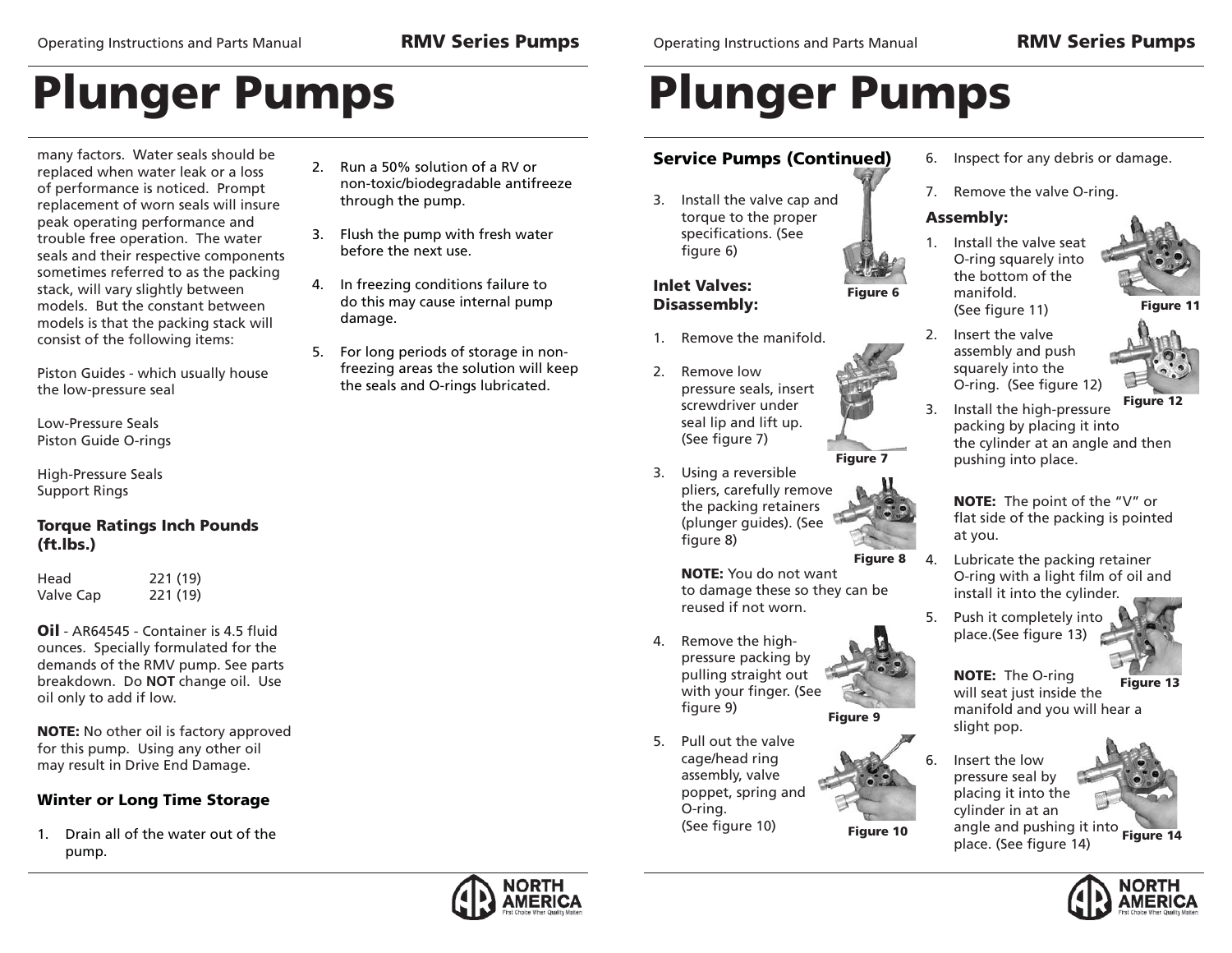# Plunger Pumps

many factors. Water seals should be replaced when water leak or a loss of performance is noticed. Prompt replacement of worn seals will insure peak operating performance and trouble free operation. The water seals and their respective components sometimes referred to as the packing stack, will vary slightly between models. But the constant between models is that the packing stack will consist of the following items:

Piston Guides - which usually house the low-pressure seal

Low-Pressure Seals
Piston Guide O-rings

High-Pressure Seals
Support Rings

### Torque Ratings Inch Pounds (ft.lbs.)

| | |
|---|---|
| Head | 221 (19) |
| Valve Cap | 221 (19) |

**Oil** - AR64545 - Container is 4.5 fluid ounces. Specially formulated for the demands of the RMV pump. See parts breakdown. Do **NOT** change oil. Use oil only to add if low.

**NOTE:** No other oil is factory approved for this pump. Using any other oil may result in Drive End Damage.

### Winter or Long Time Storage

1. Drain all of the water out of the pump.
2. Run a 50% solution of a RV or non-toxic/biodegradable antifreeze through the pump.
3. Flush the pump with fresh water before the next use.
4. In freezing conditions failure to do this may cause internal pump damage.
5. For long periods of storage in non-freezing areas the solution will keep the seals and O-rings lubricated.

# Plunger Pumps

### Service Pumps (Continued)

3. Install the valve cap and torque to the proper specifications. (See figure 6)

Figure 6

### Inlet Valves: Disassembly:

1. Remove the manifold.
2. Remove low pressure seals, insert screwdriver under seal lip and lift up. (See figure 7)

Figure 7

3. Using a reversible pliers, carefully remove the packing retainers (plunger guides). (See figure 8)

Figure 8

**NOTE:** You do not want to damage these so they can be reused if not worn.

4. Remove the high-pressure packing by pulling straight out with your finger. (See figure 9)

Figure 9

5. Pull out the valve cage/head ring assembly, valve poppet, spring and O-ring. (See figure 10)

Figure 10

6. Inspect for any debris or damage.
7. Remove the valve O-ring.

### Assembly:

1. Install the valve seat O-ring squarely into the bottom of the manifold. (See figure 11)

Figure 11

2. Insert the valve assembly and push squarely into the O-ring. (See figure 12)

Figure 12

3. Install the high-pressure packing by placing it into the cylinder at an angle and then pushing into place.

**NOTE:** The point of the "V" or flat side of the packing is pointed at you.

4. Lubricate the packing retainer O-ring with a light film of oil and install it into the cylinder.
5. Push it completely into place.(See figure 13)

Figure 13

**NOTE:** The O-ring will seat just inside the manifold and you will hear a slight pop.

6. Insert the low pressure seal by placing it into the cylinder in at an angle and pushing it into place. (See figure 14)

Figure 14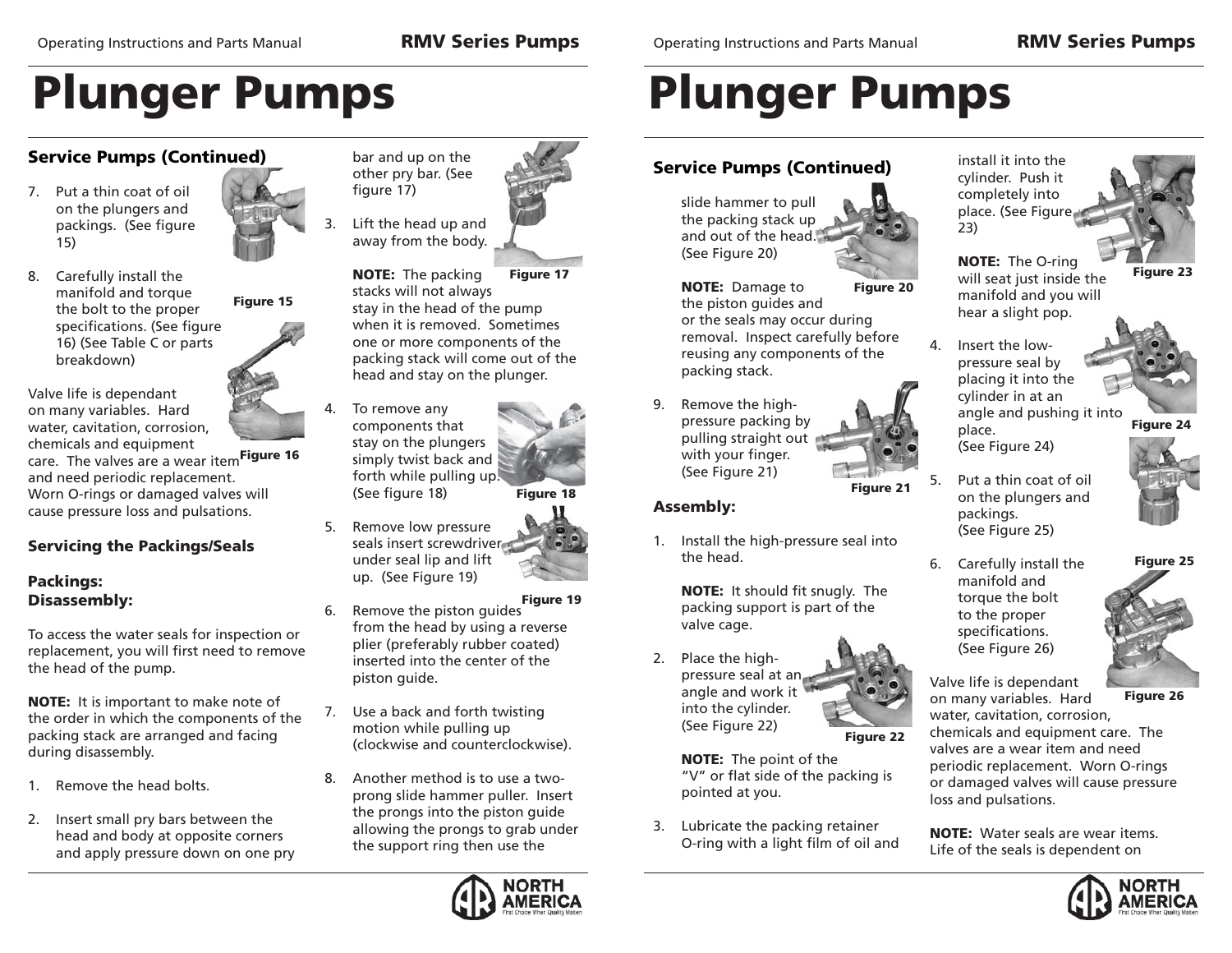# Plunger Pumps

## Service Pumps (Continued)

7. Put a thin coat of oil on the plungers and packings. (See figure 15)

Figure 15

8. Carefully install the manifold and torque the bolt to the proper specifications. (See figure 16) (See Table C or parts breakdown)

Figure 16

Valve life is dependant on many variables. Hard water, cavitation, corrosion, chemicals and equipment care. The valves are a wear item and need periodic replacement. Worn O-rings or damaged valves will cause pressure loss and pulsations.

### Servicing the Packings/Seals

### Packings: Disassembly:

To access the water seals for inspection or replacement, you will first need to remove the head of the pump.

**NOTE:** It is important to make note of the order in which the components of the packing stack are arranged and facing during disassembly.

1. Remove the head bolts.

2. Insert small pry bars between the head and body at opposite corners and apply pressure down on one pry bar and up on the other pry bar. (See figure 17)

Figure 17

3. Lift the head up and away from the body.

   **NOTE:** The packing stacks will not always stay in the head of the pump when it is removed. Sometimes one or more components of the packing stack will come out of the head and stay on the plunger.

4. To remove any components that stay on the plungers simply twist back and forth while pulling up. (See figure 18)

Figure 18

5. Remove low pressure seals insert screwdriver under seal lip and lift up. (See Figure 19)

Figure 19

6. Remove the piston guides from the head by using a reverse plier (preferably rubber coated) inserted into the center of the piston guide.

7. Use a back and forth twisting motion while pulling up (clockwise and counterclockwise).

8. Another method is to use a two-prong slide hammer puller. Insert the prongs into the piston guide allowing the prongs to grab under the support ring then use the slide hammer to pull the packing stack up and out of the head. (See Figure 20)

   **NOTE:** Damage to the piston guides and or the seals may occur during removal. Inspect carefully before reusing any components of the packing stack.

Figure 20

9. Remove the high-pressure packing by pulling straight out with your finger. (See Figure 21)

Figure 21

### Assembly:

1. Install the high-pressure seal into the head.

   **NOTE:** It should fit snugly. The packing support is part of the valve cage.

2. Place the high-pressure seal at an angle and work it into the cylinder. (See Figure 22)

   **NOTE:** The point of the "V" or flat side of the packing is pointed at you.

Figure 22

3. Lubricate the packing retainer O-ring with a light film of oil and install it into the cylinder. Push it completely into place. (See Figure 23)

   **NOTE:** The O-ring will seat just inside the manifold and you will hear a slight pop.

Figure 23

4. Insert the low-pressure seal by placing it into the cylinder in at an angle and pushing it into place. (See Figure 24)

Figure 24

5. Put a thin coat of oil on the plungers and packings. (See Figure 25)

Figure 25

6. Carefully install the manifold and torque the bolt to the proper specifications. (See Figure 26)

Figure 26

Valve life is dependant on many variables. Hard water, cavitation, corrosion, chemicals and equipment care. The valves are a wear item and need periodic replacement. Worn O-rings or damaged valves will cause pressure loss and pulsations.

**NOTE:** Water seals are wear items. Life of the seals is dependent on